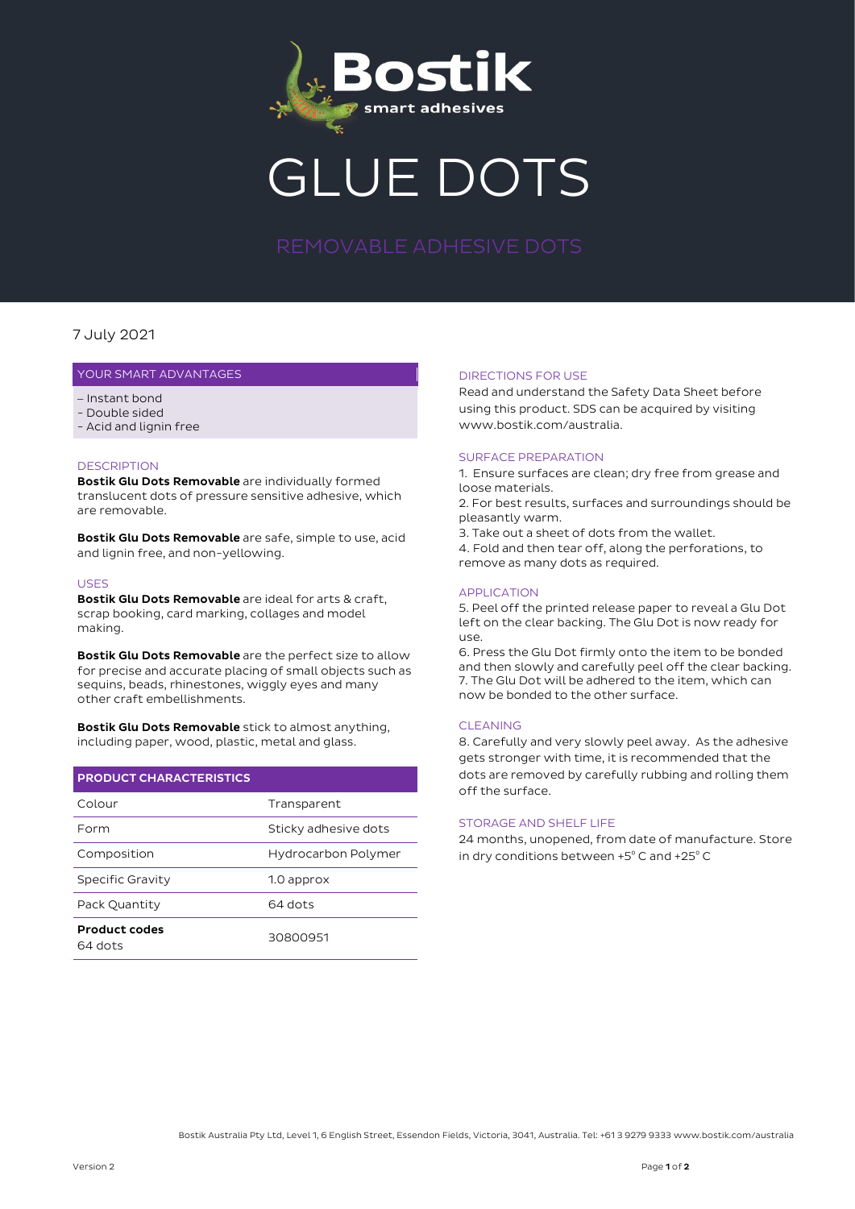# Bostik

smart adhesives

# GLUE DOTS

## REMOVABLE ADHESIVE DOTS

7 July 2021

### YOUR SMART ADVANTAGES

– Instant bond
– Double sided
– Acid and lignin free

### DESCRIPTION

**Bostik Glu Dots Removable** are individually formed translucent dots of pressure sensitive adhesive, which are removable.

**Bostik Glu Dots Removable** are safe, simple to use, acid and lignin free, and non-yellowing.

### USES

**Bostik Glu Dots Removable** are ideal for arts & craft, scrap booking, card marking, collages and model making.

**Bostik Glu Dots Removable** are the perfect size to allow for precise and accurate placing of small objects such as sequins, beads, rhinestones, wiggly eyes and many other craft embellishments.

**Bostik Glu Dots Removable** stick to almost anything, including paper, wood, plastic, metal and glass.

| PRODUCT CHARACTERISTICS | |
|---|---|
| Colour | Transparent |
| Form | Sticky adhesive dots |
| Composition | Hydrocarbon Polymer |
| Specific Gravity | 1.0 approx |
| Pack Quantity | 64 dots |
| **Product codes** 64 dots | 30800951 |

### DIRECTIONS FOR USE

Read and understand the Safety Data Sheet before using this product. SDS can be acquired by visiting www.bostik.com/australia.

### SURFACE PREPARATION

1. Ensure surfaces are clean; dry free from grease and loose materials.
2. For best results, surfaces and surroundings should be pleasantly warm.
3. Take out a sheet of dots from the wallet.
4. Fold and then tear off, along the perforations, to remove as many dots as required.

### APPLICATION

5. Peel off the printed release paper to reveal a Glu Dot left on the clear backing. The Glu Dot is now ready for use.
6. Press the Glu Dot firmly onto the item to be bonded and then slowly and carefully peel off the clear backing.
7. The Glu Dot will be adhered to the item, which can now be bonded to the other surface.

### CLEANING

8. Carefully and very slowly peel away. As the adhesive gets stronger with time, it is recommended that the dots are removed by carefully rubbing and rolling them off the surface.

### STORAGE AND SHELF LIFE

24 months, unopened, from date of manufacture. Store in dry conditions between +5° C and +25° C

Bostik Australia Pty Ltd, Level 1, 6 English Street, Essendon Fields, Victoria, 3041, Australia. Tel: +61 3 9279 9333 www.bostik.com/australia

Version 2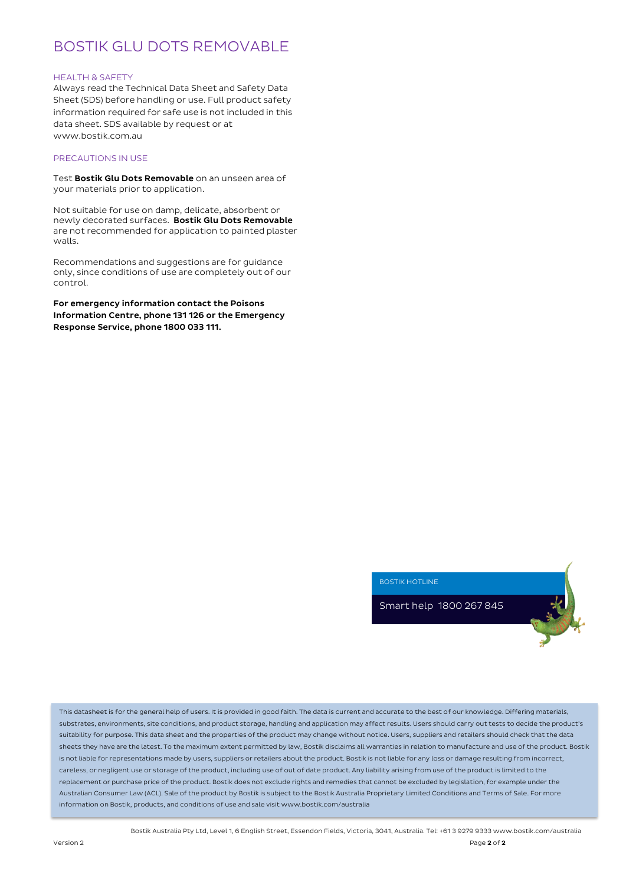# BOSTIK GLU DOTS REMOVABLE

## HEALTH & SAFETY

Always read the Technical Data Sheet and Safety Data Sheet (SDS) before handling or use. Full product safety information required for safe use is not included in this data sheet. SDS available by request or at www.bostik.com.au

## PRECAUTIONS IN USE

Test **Bostik Glu Dots Removable** on an unseen area of your materials prior to application.

Not suitable for use on damp, delicate, absorbent or newly decorated surfaces. **Bostik Glu Dots Removable** are not recommended for application to painted plaster walls.

Recommendations and suggestions are for guidance only, since conditions of use are completely out of our control.

**For emergency information contact the Poisons Information Centre, phone 131 126 or the Emergency Response Service, phone 1800 033 111.**

BOSTIK HOTLINE

Smart help 1800 267 845

This datasheet is for the general help of users. It is provided in good faith. The data is current and accurate to the best of our knowledge. Differing materials, substrates, environments, site conditions, and product storage, handling and application may affect results. Users should carry out tests to decide the product's suitability for purpose. This data sheet and the properties of the product may change without notice. Users, suppliers and retailers should check that the data sheets they have are the latest. To the maximum extent permitted by law, Bostik disclaims all warranties in relation to manufacture and use of the product. Bostik is not liable for representations made by users, suppliers or retailers about the product. Bostik is not liable for any loss or damage resulting from incorrect, careless, or negligent use or storage of the product, including use of out of date product. Any liability arising from use of the product is limited to the replacement or purchase price of the product. Bostik does not exclude rights and remedies that cannot be excluded by legislation, for example under the Australian Consumer Law (ACL). Sale of the product by Bostik is subject to the Bostik Australia Proprietary Limited Conditions and Terms of Sale. For more information on Bostik, products, and conditions of use and sale visit www.bostik.com/australia

Bostik Australia Pty Ltd, Level 1, 6 English Street, Essendon Fields, Victoria, 3041, Australia. Tel: +61 3 9279 9333 www.bostik.com/australia

Version 2